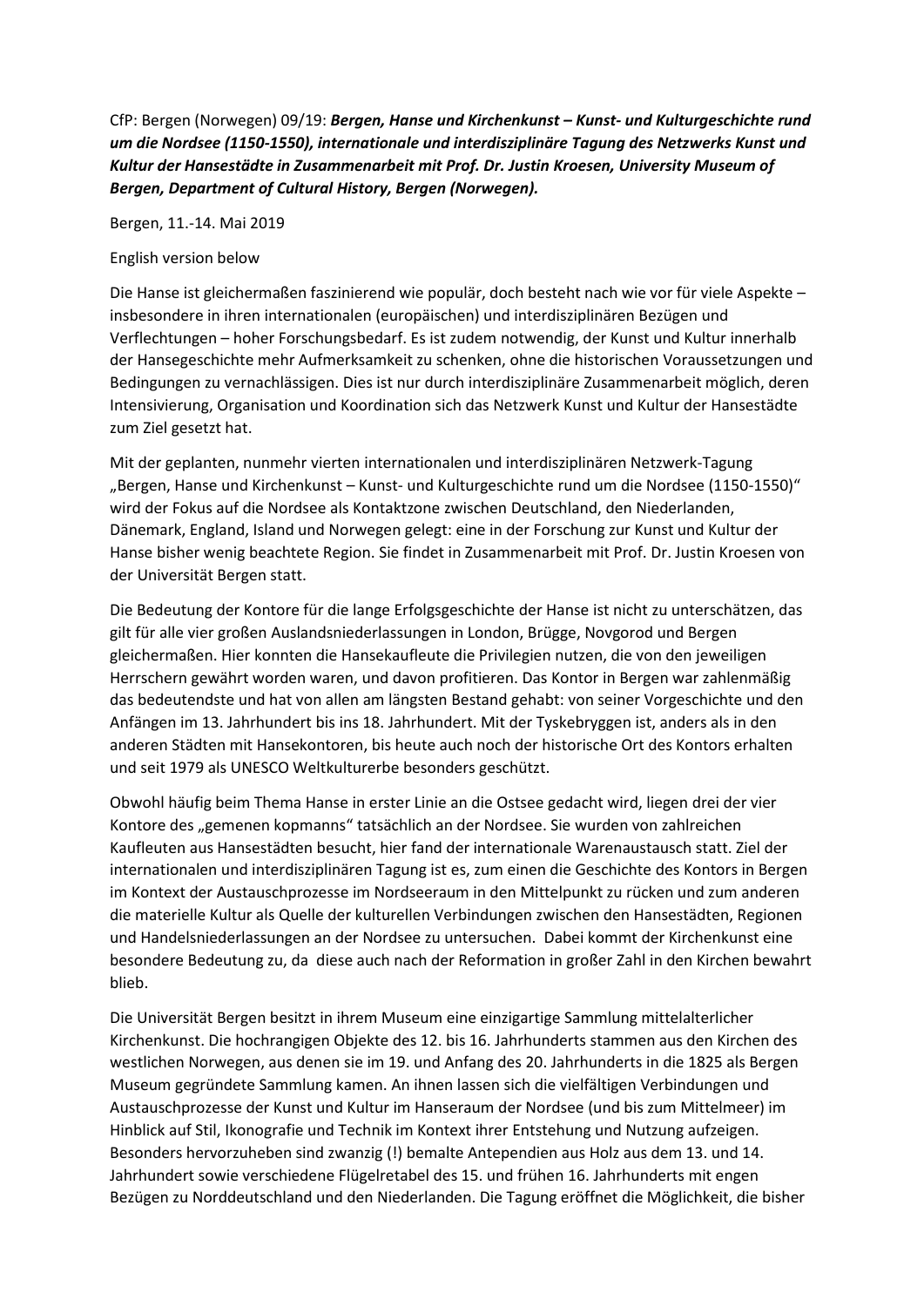CfP: Bergen (Norwegen) 09/19: ***Bergen, Hanse und Kirchenkunst – Kunst- und Kulturgeschichte rund um die Nordsee (1150-1550), internationale und interdisziplinäre Tagung des Netzwerks Kunst und Kultur der Hansestädte in Zusammenarbeit mit Prof. Dr. Justin Kroesen, University Museum of Bergen, Department of Cultural History, Bergen (Norwegen).***

Bergen, 11.-14. Mai 2019

English version below

Die Hanse ist gleichermaßen faszinierend wie populär, doch besteht nach wie vor für viele Aspekte – insbesondere in ihren internationalen (europäischen) und interdisziplinären Bezügen und Verflechtungen – hoher Forschungsbedarf. Es ist zudem notwendig, der Kunst und Kultur innerhalb der Hansegeschichte mehr Aufmerksamkeit zu schenken, ohne die historischen Voraussetzungen und Bedingungen zu vernachlässigen. Dies ist nur durch interdisziplinäre Zusammenarbeit möglich, deren Intensivierung, Organisation und Koordination sich das Netzwerk Kunst und Kultur der Hansestädte zum Ziel gesetzt hat.

Mit der geplanten, nunmehr vierten internationalen und interdisziplinären Netzwerk-Tagung „Bergen, Hanse und Kirchenkunst – Kunst- und Kulturgeschichte rund um die Nordsee (1150-1550)" wird der Fokus auf die Nordsee als Kontaktzone zwischen Deutschland, den Niederlanden, Dänemark, England, Island und Norwegen gelegt: eine in der Forschung zur Kunst und Kultur der Hanse bisher wenig beachtete Region. Sie findet in Zusammenarbeit mit Prof. Dr. Justin Kroesen von der Universität Bergen statt.

Die Bedeutung der Kontore für die lange Erfolgsgeschichte der Hanse ist nicht zu unterschätzen, das gilt für alle vier großen Auslandsniederlassungen in London, Brügge, Novgorod und Bergen gleichermaßen. Hier konnten die Hansekaufleute die Privilegien nutzen, die von den jeweiligen Herrschern gewährt worden waren, und davon profitieren. Das Kontor in Bergen war zahlenmäßig das bedeutendste und hat von allen am längsten Bestand gehabt: von seiner Vorgeschichte und den Anfängen im 13. Jahrhundert bis ins 18. Jahrhundert. Mit der Tyskebryggen ist, anders als in den anderen Städten mit Hansekontoren, bis heute auch noch der historische Ort des Kontors erhalten und seit 1979 als UNESCO Weltkulturerbe besonders geschützt.

Obwohl häufig beim Thema Hanse in erster Linie an die Ostsee gedacht wird, liegen drei der vier Kontore des „gemenen kopmanns" tatsächlich an der Nordsee. Sie wurden von zahlreichen Kaufleuten aus Hansestädten besucht, hier fand der internationale Warenaustausch statt. Ziel der internationalen und interdisziplinären Tagung ist es, zum einen die Geschichte des Kontors in Bergen im Kontext der Austauschprozesse im Nordseeraum in den Mittelpunkt zu rücken und zum anderen die materielle Kultur als Quelle der kulturellen Verbindungen zwischen den Hansestädten, Regionen und Handelsniederlassungen an der Nordsee zu untersuchen. Dabei kommt der Kirchenkunst eine besondere Bedeutung zu, da diese auch nach der Reformation in großer Zahl in den Kirchen bewahrt blieb.

Die Universität Bergen besitzt in ihrem Museum eine einzigartige Sammlung mittelalterlicher Kirchenkunst. Die hochrangigen Objekte des 12. bis 16. Jahrhunderts stammen aus den Kirchen des westlichen Norwegen, aus denen sie im 19. und Anfang des 20. Jahrhunderts in die 1825 als Bergen Museum gegründete Sammlung kamen. An ihnen lassen sich die vielfältigen Verbindungen und Austauschprozesse der Kunst und Kultur im Hanseraum der Nordsee (und bis zum Mittelmeer) im Hinblick auf Stil, Ikonografie und Technik im Kontext ihrer Entstehung und Nutzung aufzeigen. Besonders hervorzuheben sind zwanzig (!) bemalte Antependien aus Holz aus dem 13. und 14. Jahrhundert sowie verschiedene Flügelretabel des 15. und frühen 16. Jahrhunderts mit engen Bezügen zu Norddeutschland und den Niederlanden. Die Tagung eröffnet die Möglichkeit, die bisher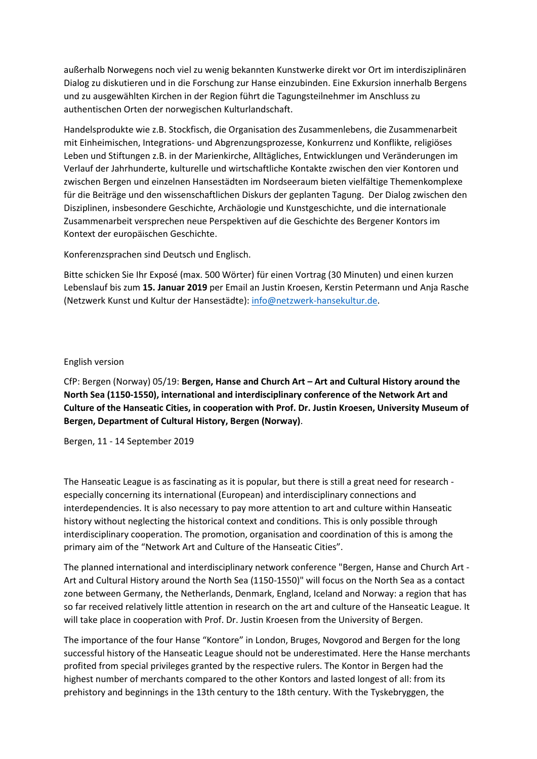außerhalb Norwegens noch viel zu wenig bekannten Kunstwerke direkt vor Ort im interdisziplinären Dialog zu diskutieren und in die Forschung zur Hanse einzubinden. Eine Exkursion innerhalb Bergens und zu ausgewählten Kirchen in der Region führt die Tagungsteilnehmer im Anschluss zu authentischen Orten der norwegischen Kulturlandschaft.

Handelsprodukte wie z.B. Stockfisch, die Organisation des Zusammenlebens, die Zusammenarbeit mit Einheimischen, Integrations- und Abgrenzungsprozesse, Konkurrenz und Konflikte, religiöses Leben und Stiftungen z.B. in der Marienkirche, Alltägliches, Entwicklungen und Veränderungen im Verlauf der Jahrhunderte, kulturelle und wirtschaftliche Kontakte zwischen den vier Kontoren und zwischen Bergen und einzelnen Hansestädten im Nordseeraum bieten vielfältige Themenkomplexe für die Beiträge und den wissenschaftlichen Diskurs der geplanten Tagung. Der Dialog zwischen den Disziplinen, insbesondere Geschichte, Archäologie und Kunstgeschichte, und die internationale Zusammenarbeit versprechen neue Perspektiven auf die Geschichte des Bergener Kontors im Kontext der europäischen Geschichte.

Konferenzsprachen sind Deutsch und Englisch.

Bitte schicken Sie Ihr Exposé (max. 500 Wörter) für einen Vortrag (30 Minuten) und einen kurzen Lebenslauf bis zum **15. Januar 2019** per Email an Justin Kroesen, Kerstin Petermann und Anja Rasche (Netzwerk Kunst und Kultur der Hansestädte): info@netzwerk-hansekultur.de.

English version

CfP: Bergen (Norway) 05/19: **Bergen, Hanse and Church Art – Art and Cultural History around the North Sea (1150-1550), international and interdisciplinary conference of the Network Art and Culture of the Hanseatic Cities, in cooperation with Prof. Dr. Justin Kroesen, University Museum of Bergen, Department of Cultural History, Bergen (Norway)**.

Bergen, 11 - 14 September 2019

The Hanseatic League is as fascinating as it is popular, but there is still a great need for research - especially concerning its international (European) and interdisciplinary connections and interdependencies. It is also necessary to pay more attention to art and culture within Hanseatic history without neglecting the historical context and conditions. This is only possible through interdisciplinary cooperation. The promotion, organisation and coordination of this is among the primary aim of the "Network Art and Culture of the Hanseatic Cities".

The planned international and interdisciplinary network conference "Bergen, Hanse and Church Art - Art and Cultural History around the North Sea (1150-1550)" will focus on the North Sea as a contact zone between Germany, the Netherlands, Denmark, England, Iceland and Norway: a region that has so far received relatively little attention in research on the art and culture of the Hanseatic League. It will take place in cooperation with Prof. Dr. Justin Kroesen from the University of Bergen.

The importance of the four Hanse "Kontore" in London, Bruges, Novgorod and Bergen for the long successful history of the Hanseatic League should not be underestimated. Here the Hanse merchants profited from special privileges granted by the respective rulers. The Kontor in Bergen had the highest number of merchants compared to the other Kontors and lasted longest of all: from its prehistory and beginnings in the 13th century to the 18th century. With the Tyskebryggen, the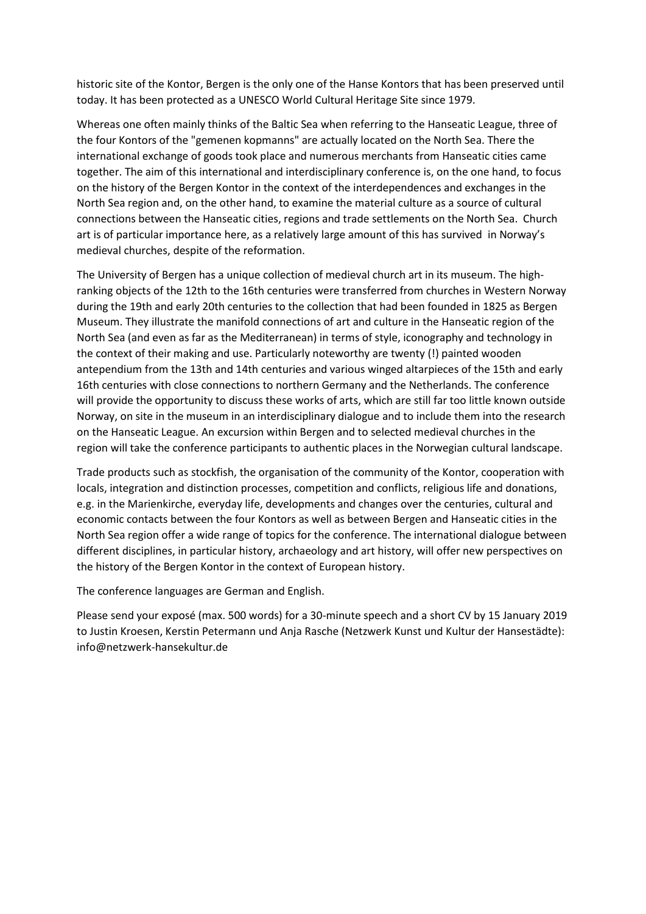historic site of the Kontor, Bergen is the only one of the Hanse Kontors that has been preserved until today. It has been protected as a UNESCO World Cultural Heritage Site since 1979.

Whereas one often mainly thinks of the Baltic Sea when referring to the Hanseatic League, three of the four Kontors of the "gemenen kopmanns" are actually located on the North Sea. There the international exchange of goods took place and numerous merchants from Hanseatic cities came together. The aim of this international and interdisciplinary conference is, on the one hand, to focus on the history of the Bergen Kontor in the context of the interdependences and exchanges in the North Sea region and, on the other hand, to examine the material culture as a source of cultural connections between the Hanseatic cities, regions and trade settlements on the North Sea. Church art is of particular importance here, as a relatively large amount of this has survived in Norway's medieval churches, despite of the reformation.

The University of Bergen has a unique collection of medieval church art in its museum. The high-ranking objects of the 12th to the 16th centuries were transferred from churches in Western Norway during the 19th and early 20th centuries to the collection that had been founded in 1825 as Bergen Museum. They illustrate the manifold connections of art and culture in the Hanseatic region of the North Sea (and even as far as the Mediterranean) in terms of style, iconography and technology in the context of their making and use. Particularly noteworthy are twenty (!) painted wooden antependium from the 13th and 14th centuries and various winged altarpieces of the 15th and early 16th centuries with close connections to northern Germany and the Netherlands. The conference will provide the opportunity to discuss these works of arts, which are still far too little known outside Norway, on site in the museum in an interdisciplinary dialogue and to include them into the research on the Hanseatic League. An excursion within Bergen and to selected medieval churches in the region will take the conference participants to authentic places in the Norwegian cultural landscape.

Trade products such as stockfish, the organisation of the community of the Kontor, cooperation with locals, integration and distinction processes, competition and conflicts, religious life and donations, e.g. in the Marienkirche, everyday life, developments and changes over the centuries, cultural and economic contacts between the four Kontors as well as between Bergen and Hanseatic cities in the North Sea region offer a wide range of topics for the conference. The international dialogue between different disciplines, in particular history, archaeology and art history, will offer new perspectives on the history of the Bergen Kontor in the context of European history.

The conference languages are German and English.

Please send your exposé (max. 500 words) for a 30-minute speech and a short CV by 15 January 2019 to Justin Kroesen, Kerstin Petermann und Anja Rasche (Netzwerk Kunst und Kultur der Hansestädte): info@netzwerk-hansekultur.de